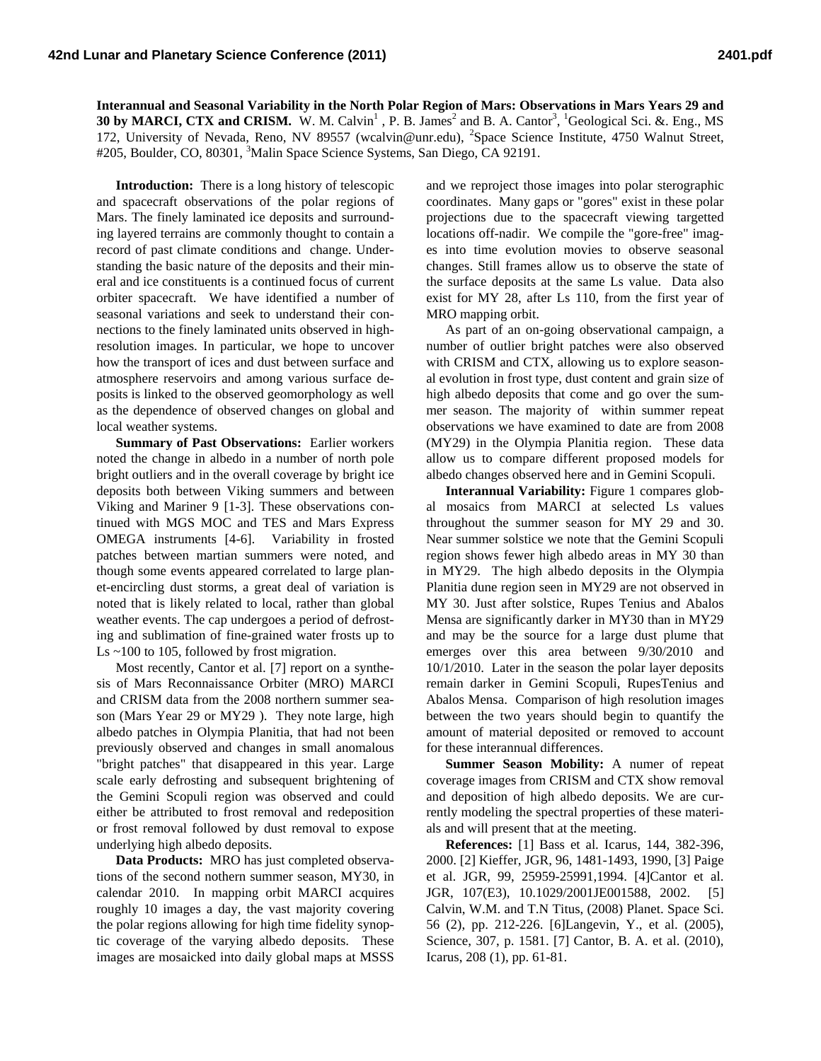**Interannual and Seasonal Variability in the North Polar Region of Mars: Observations in Mars Years 29 and 30 by MARCI, CTX and CRISM.** W. M. Calvin[1], P. B. James[2] and B. A. Cantor[3], [1]Geological Sci. &. Eng., MS 172, University of Nevada, Reno, NV 89557 (wcalvin@unr.edu), [2]Space Science Institute, 4750 Walnut Street, #205, Boulder, CO, 80301, [3]Malin Space Science Systems, San Diego, CA 92191.

**Introduction:** There is a long history of telescopic and spacecraft observations of the polar regions of Mars. The finely laminated ice deposits and surrounding layered terrains are commonly thought to contain a record of past climate conditions and change. Understanding the basic nature of the deposits and their mineral and ice constituents is a continued focus of current orbiter spacecraft. We have identified a number of seasonal variations and seek to understand their connections to the finely laminated units observed in high-resolution images. In particular, we hope to uncover how the transport of ices and dust between surface and atmosphere reservoirs and among various surface deposits is linked to the observed geomorphology as well as the dependence of observed changes on global and local weather systems.

**Summary of Past Observations:** Earlier workers noted the change in albedo in a number of north pole bright outliers and in the overall coverage by bright ice deposits both between Viking summers and between Viking and Mariner 9 [1-3]. These observations continued with MGS MOC and TES and Mars Express OMEGA instruments [4-6]. Variability in frosted patches between martian summers were noted, and though some events appeared correlated to large planet-encircling dust storms, a great deal of variation is noted that is likely related to local, rather than global weather events. The cap undergoes a period of defrosting and sublimation of fine-grained water frosts up to Ls ~100 to 105, followed by frost migration.

Most recently, Cantor et al. [7] report on a synthesis of Mars Reconnaissance Orbiter (MRO) MARCI and CRISM data from the 2008 northern summer season (Mars Year 29 or MY29 ). They note large, high albedo patches in Olympia Planitia, that had not been previously observed and changes in small anomalous "bright patches" that disappeared in this year. Large scale early defrosting and subsequent brightening of the Gemini Scopuli region was observed and could either be attributed to frost removal and redeposition or frost removal followed by dust removal to expose underlying high albedo deposits.

**Data Products:** MRO has just completed observations of the second nothern summer season, MY30, in calendar 2010. In mapping orbit MARCI acquires roughly 10 images a day, the vast majority covering the polar regions allowing for high time fidelity synoptic coverage of the varying albedo deposits. These images are mosaicked into daily global maps at MSSS and we reproject those images into polar sterographic coordinates. Many gaps or "gores" exist in these polar projections due to the spacecraft viewing targetted locations off-nadir. We compile the "gore-free" images into time evolution movies to observe seasonal changes. Still frames allow us to observe the state of the surface deposits at the same Ls value. Data also exist for MY 28, after Ls 110, from the first year of MRO mapping orbit.

As part of an on-going observational campaign, a number of outlier bright patches were also observed with CRISM and CTX, allowing us to explore seasonal evolution in frost type, dust content and grain size of high albedo deposits that come and go over the summer season. The majority of within summer repeat observations we have examined to date are from 2008 (MY29) in the Olympia Planitia region. These data allow us to compare different proposed models for albedo changes observed here and in Gemini Scopuli.

**Interannual Variability:** Figure 1 compares global mosaics from MARCI at selected Ls values throughout the summer season for MY 29 and 30. Near summer solstice we note that the Gemini Scopuli region shows fewer high albedo areas in MY 30 than in MY29. The high albedo deposits in the Olympia Planitia dune region seen in MY29 are not observed in MY 30. Just after solstice, Rupes Tenius and Abalos Mensa are significantly darker in MY30 than in MY29 and may be the source for a large dust plume that emerges over this area between 9/30/2010 and 10/1/2010. Later in the season the polar layer deposits remain darker in Gemini Scopuli, RupesTenius and Abalos Mensa. Comparison of high resolution images between the two years should begin to quantify the amount of material deposited or removed to account for these interannual differences.

**Summer Season Mobility:** A numer of repeat coverage images from CRISM and CTX show removal and deposition of high albedo deposits. We are currently modeling the spectral properties of these materials and will present that at the meeting.

**References:** [1] Bass et al. Icarus, 144, 382-396, 2000. [2] Kieffer, JGR, 96, 1481-1493, 1990, [3] Paige et al. JGR, 99, 25959-25991,1994. [4]Cantor et al. JGR, 107(E3), 10.1029/2001JE001588, 2002. [5] Calvin, W.M. and T.N Titus, (2008) Planet. Space Sci. 56 (2), pp. 212-226. [6]Langevin, Y., et al. (2005), Science, 307, p. 1581. [7] Cantor, B. A. et al. (2010), Icarus, 208 (1), pp. 61-81.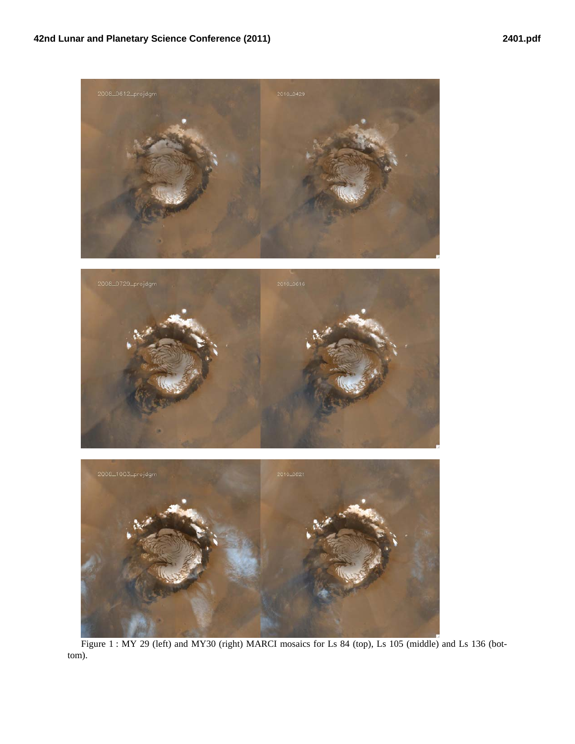Figure 1 : MY 29 (left) and MY30 (right) MARCI mosaics for Ls 84 (top), Ls 105 (middle) and Ls 136 (bottom).